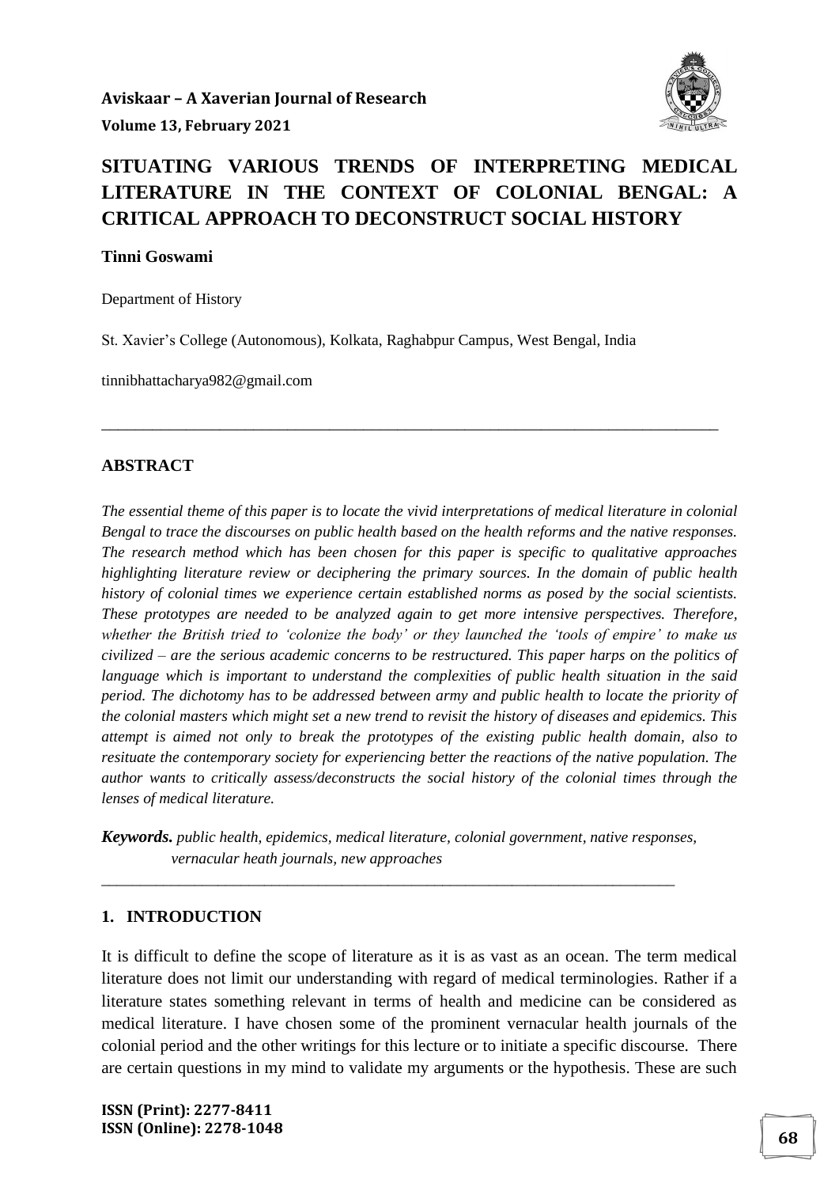# SITUATING VARIOUS TRENDS OF INTERPRETING MEDICAL LITERATURE IN THE CONTEXT OF COLONIAL BENGAL: A CRITICAL APPROACH TO DECONSTRUCT SOCIAL HISTORY

**Tinni Goswami**

Department of History

St. Xavier's College (Autonomous), Kolkata, Raghabpur Campus, West Bengal, India

tinnibhattacharya982@gmail.com

---

## ABSTRACT

*The essential theme of this paper is to locate the vivid interpretations of medical literature in colonial Bengal to trace the discourses on public health based on the health reforms and the native responses. The research method which has been chosen for this paper is specific to qualitative approaches highlighting literature review or deciphering the primary sources. In the domain of public health history of colonial times we experience certain established norms as posed by the social scientists. These prototypes are needed to be analyzed again to get more intensive perspectives. Therefore, whether the British tried to 'colonize the body' or they launched the 'tools of empire' to make us civilized – are the serious academic concerns to be restructured. This paper harps on the politics of language which is important to understand the complexities of public health situation in the said period. The dichotomy has to be addressed between army and public health to locate the priority of the colonial masters which might set a new trend to revisit the history of diseases and epidemics. This attempt is aimed not only to break the prototypes of the existing public health domain, also to resituate the contemporary society for experiencing better the reactions of the native population. The author wants to critically assess/deconstructs the social history of the colonial times through the lenses of medical literature.*

***Keywords.*** *public health, epidemics, medical literature, colonial government, native responses, vernacular heath journals, new approaches*

---

## 1. INTRODUCTION

It is difficult to define the scope of literature as it is as vast as an ocean. The term medical literature does not limit our understanding with regard of medical terminologies. Rather if a literature states something relevant in terms of health and medicine can be considered as medical literature. I have chosen some of the prominent vernacular health journals of the colonial period and the other writings for this lecture or to initiate a specific discourse. There are certain questions in my mind to validate my arguments or the hypothesis. These are such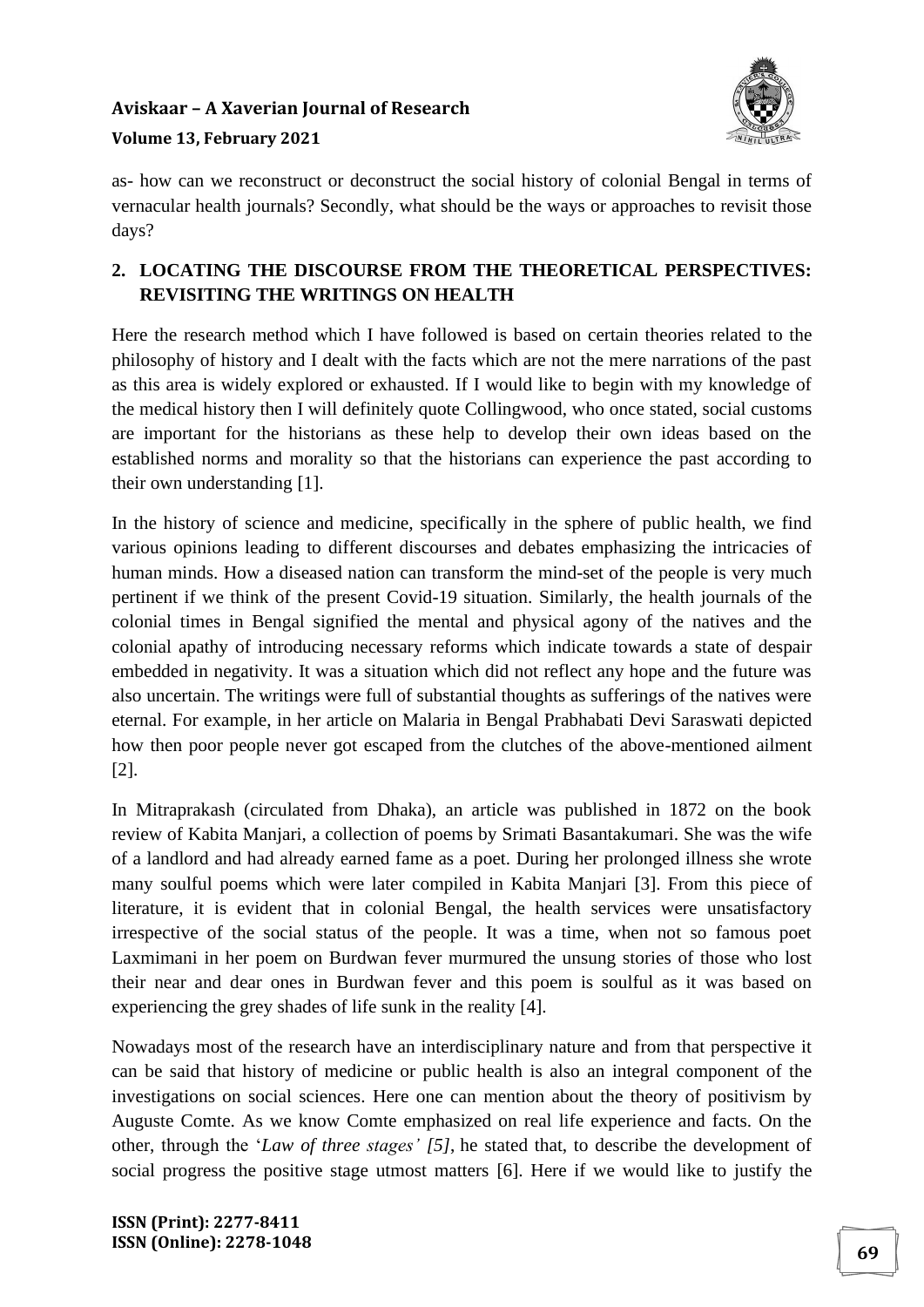as- how can we reconstruct or deconstruct the social history of colonial Bengal in terms of vernacular health journals? Secondly, what should be the ways or approaches to revisit those days?

## 2. LOCATING THE DISCOURSE FROM THE THEORETICAL PERSPECTIVES: REVISITING THE WRITINGS ON HEALTH

Here the research method which I have followed is based on certain theories related to the philosophy of history and I dealt with the facts which are not the mere narrations of the past as this area is widely explored or exhausted. If I would like to begin with my knowledge of the medical history then I will definitely quote Collingwood, who once stated, social customs are important for the historians as these help to develop their own ideas based on the established norms and morality so that the historians can experience the past according to their own understanding [1].

In the history of science and medicine, specifically in the sphere of public health, we find various opinions leading to different discourses and debates emphasizing the intricacies of human minds. How a diseased nation can transform the mind-set of the people is very much pertinent if we think of the present Covid-19 situation. Similarly, the health journals of the colonial times in Bengal signified the mental and physical agony of the natives and the colonial apathy of introducing necessary reforms which indicate towards a state of despair embedded in negativity. It was a situation which did not reflect any hope and the future was also uncertain. The writings were full of substantial thoughts as sufferings of the natives were eternal. For example, in her article on Malaria in Bengal Prabhabati Devi Saraswati depicted how then poor people never got escaped from the clutches of the above-mentioned ailment [2].

In Mitraprakash (circulated from Dhaka), an article was published in 1872 on the book review of Kabita Manjari, a collection of poems by Srimati Basantakumari. She was the wife of a landlord and had already earned fame as a poet. During her prolonged illness she wrote many soulful poems which were later compiled in Kabita Manjari [3]. From this piece of literature, it is evident that in colonial Bengal, the health services were unsatisfactory irrespective of the social status of the people. It was a time, when not so famous poet Laxmimani in her poem on Burdwan fever murmured the unsung stories of those who lost their near and dear ones in Burdwan fever and this poem is soulful as it was based on experiencing the grey shades of life sunk in the reality [4].

Nowadays most of the research have an interdisciplinary nature and from that perspective it can be said that history of medicine or public health is also an integral component of the investigations on social sciences. Here one can mention about the theory of positivism by Auguste Comte. As we know Comte emphasized on real life experience and facts. On the other, through the '*Law of three stages' [5]*, he stated that, to describe the development of social progress the positive stage utmost matters [6]. Here if we would like to justify the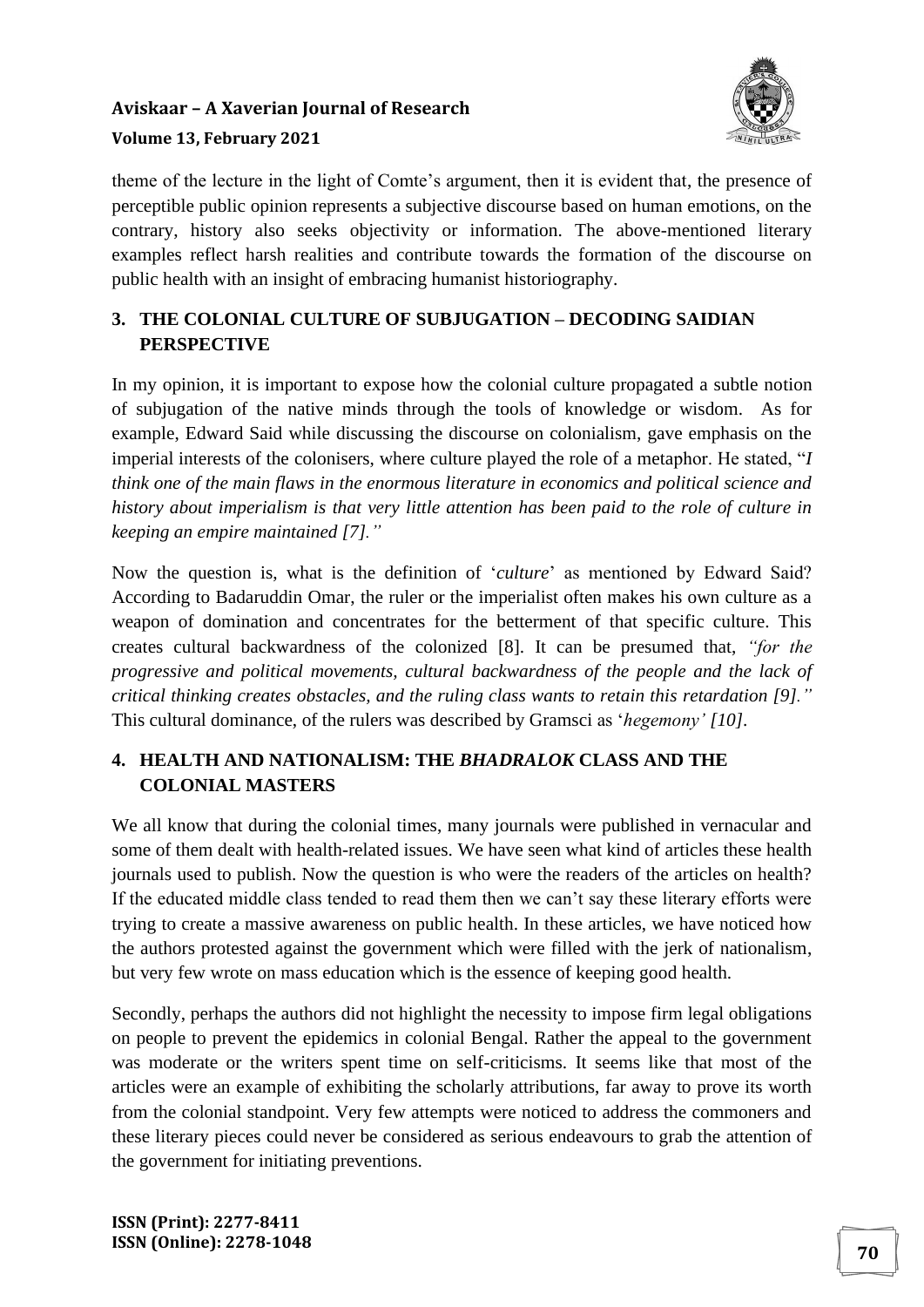theme of the lecture in the light of Comte's argument, then it is evident that, the presence of perceptible public opinion represents a subjective discourse based on human emotions, on the contrary, history also seeks objectivity or information. The above-mentioned literary examples reflect harsh realities and contribute towards the formation of the discourse on public health with an insight of embracing humanist historiography.

## 3. THE COLONIAL CULTURE OF SUBJUGATION – DECODING SAIDIAN PERSPECTIVE

In my opinion, it is important to expose how the colonial culture propagated a subtle notion of subjugation of the native minds through the tools of knowledge or wisdom. As for example, Edward Said while discussing the discourse on colonialism, gave emphasis on the imperial interests of the colonisers, where culture played the role of a metaphor. He stated, "*I think one of the main flaws in the enormous literature in economics and political science and history about imperialism is that very little attention has been paid to the role of culture in keeping an empire maintained [7].*"

Now the question is, what is the definition of '*culture*' as mentioned by Edward Said? According to Badaruddin Omar, the ruler or the imperialist often makes his own culture as a weapon of domination and concentrates for the betterment of that specific culture. This creates cultural backwardness of the colonized [8]. It can be presumed that, *"for the progressive and political movements, cultural backwardness of the people and the lack of critical thinking creates obstacles, and the ruling class wants to retain this retardation [9]."* This cultural dominance, of the rulers was described by Gramsci as '*hegemony' [10]*.

## 4. HEALTH AND NATIONALISM: THE *BHADRALOK* CLASS AND THE COLONIAL MASTERS

We all know that during the colonial times, many journals were published in vernacular and some of them dealt with health-related issues. We have seen what kind of articles these health journals used to publish. Now the question is who were the readers of the articles on health? If the educated middle class tended to read them then we can't say these literary efforts were trying to create a massive awareness on public health. In these articles, we have noticed how the authors protested against the government which were filled with the jerk of nationalism, but very few wrote on mass education which is the essence of keeping good health.

Secondly, perhaps the authors did not highlight the necessity to impose firm legal obligations on people to prevent the epidemics in colonial Bengal. Rather the appeal to the government was moderate or the writers spent time on self-criticisms. It seems like that most of the articles were an example of exhibiting the scholarly attributions, far away to prove its worth from the colonial standpoint. Very few attempts were noticed to address the commoners and these literary pieces could never be considered as serious endeavours to grab the attention of the government for initiating preventions.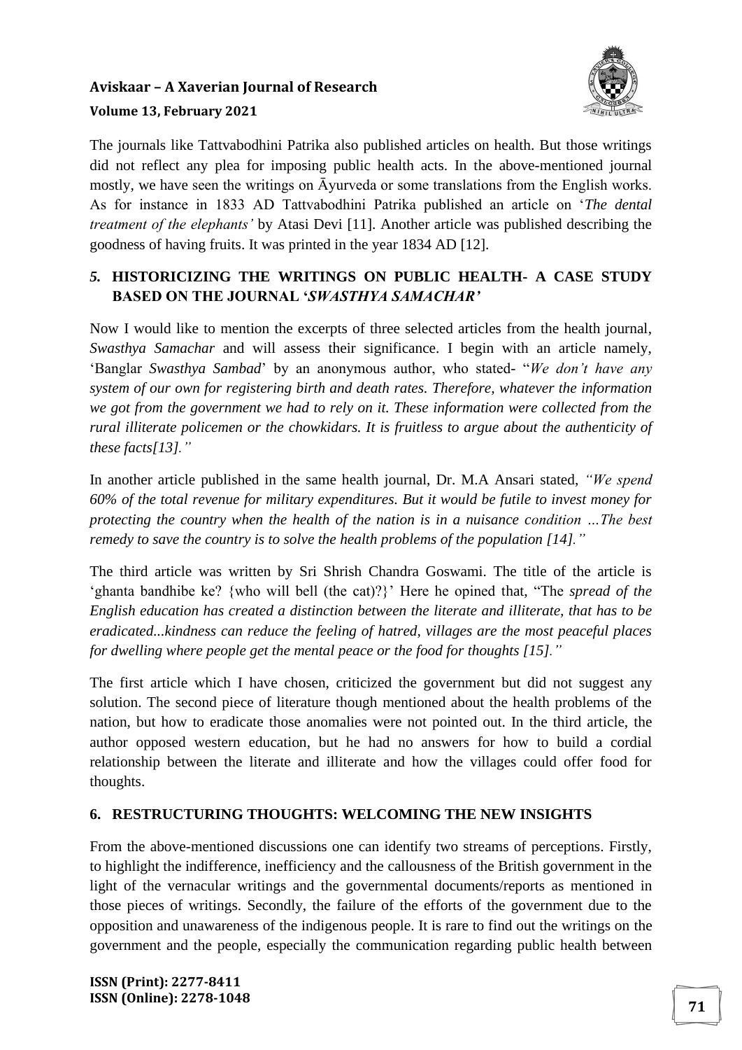The journals like Tattvabodhini Patrika also published articles on health. But those writings did not reflect any plea for imposing public health acts. In the above-mentioned journal mostly, we have seen the writings on Āyurveda or some translations from the English works. As for instance in 1833 AD Tattvabodhini Patrika published an article on '*The dental treatment of the elephants'* by Atasi Devi [11]. Another article was published describing the goodness of having fruits. It was printed in the year 1834 AD [12].

## *5.* HISTORICIZING THE WRITINGS ON PUBLIC HEALTH- A CASE STUDY BASED ON THE JOURNAL '*SWASTHYA SAMACHAR'*

Now I would like to mention the excerpts of three selected articles from the health journal, *Swasthya Samachar* and will assess their significance. I begin with an article namely, 'Banglar *Swasthya Sambad*' by an anonymous author, who stated- "*We don't have any system of our own for registering birth and death rates. Therefore, whatever the information we got from the government we had to rely on it. These information were collected from the rural illiterate policemen or the chowkidars. It is fruitless to argue about the authenticity of these facts[13]."*

In another article published in the same health journal, Dr. M.A Ansari stated, *"We spend 60% of the total revenue for military expenditures. But it would be futile to invest money for protecting the country when the health of the nation is in a nuisance condition …The best remedy to save the country is to solve the health problems of the population [14]."*

The third article was written by Sri Shrish Chandra Goswami. The title of the article is 'ghanta bandhibe ke? {who will bell (the cat)?}' Here he opined that, "The *spread of the English education has created a distinction between the literate and illiterate, that has to be eradicated...kindness can reduce the feeling of hatred, villages are the most peaceful places for dwelling where people get the mental peace or the food for thoughts [15]."*

The first article which I have chosen, criticized the government but did not suggest any solution. The second piece of literature though mentioned about the health problems of the nation, but how to eradicate those anomalies were not pointed out. In the third article, the author opposed western education, but he had no answers for how to build a cordial relationship between the literate and illiterate and how the villages could offer food for thoughts.

## 6. RESTRUCTURING THOUGHTS: WELCOMING THE NEW INSIGHTS

From the above-mentioned discussions one can identify two streams of perceptions. Firstly, to highlight the indifference, inefficiency and the callousness of the British government in the light of the vernacular writings and the governmental documents/reports as mentioned in those pieces of writings. Secondly, the failure of the efforts of the government due to the opposition and unawareness of the indigenous people. It is rare to find out the writings on the government and the people, especially the communication regarding public health between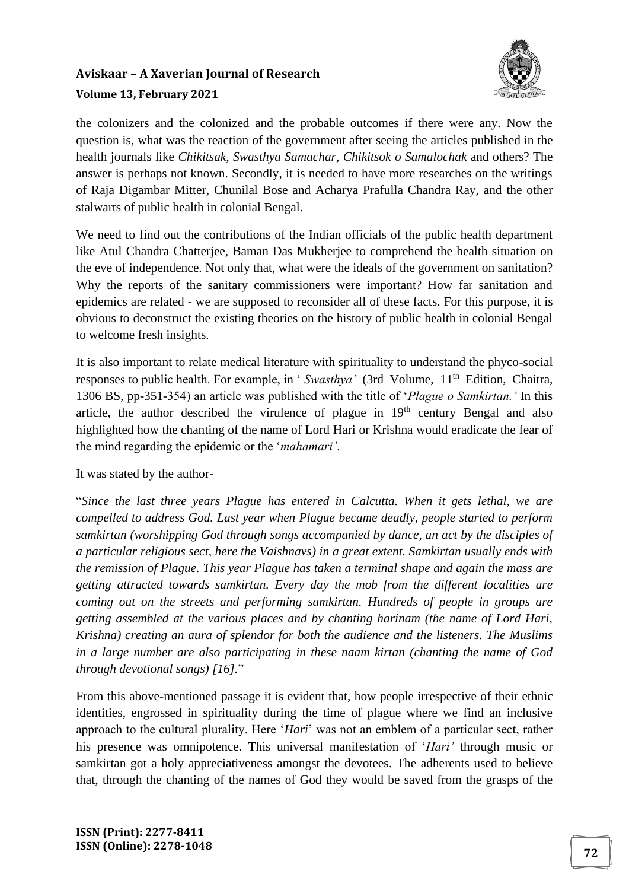the colonizers and the colonized and the probable outcomes if there were any. Now the question is, what was the reaction of the government after seeing the articles published in the health journals like *Chikitsak, Swasthya Samachar, Chikitsok o Samalochak* and others? The answer is perhaps not known. Secondly, it is needed to have more researches on the writings of Raja Digambar Mitter, Chunilal Bose and Acharya Prafulla Chandra Ray, and the other stalwarts of public health in colonial Bengal.

We need to find out the contributions of the Indian officials of the public health department like Atul Chandra Chatterjee, Baman Das Mukherjee to comprehend the health situation on the eve of independence. Not only that, what were the ideals of the government on sanitation? Why the reports of the sanitary commissioners were important? How far sanitation and epidemics are related - we are supposed to reconsider all of these facts. For this purpose, it is obvious to deconstruct the existing theories on the history of public health in colonial Bengal to welcome fresh insights.

It is also important to relate medical literature with spirituality to understand the phyco-social responses to public health. For example, in ' *Swasthya'* (3rd Volume, 11th Edition, Chaitra, 1306 BS, pp-351-354) an article was published with the title of '*Plague o Samkirtan.'* In this article, the author described the virulence of plague in 19th century Bengal and also highlighted how the chanting of the name of Lord Hari or Krishna would eradicate the fear of the mind regarding the epidemic or the '*mahamari'*.

It was stated by the author-

"*Since the last three years Plague has entered in Calcutta. When it gets lethal, we are compelled to address God. Last year when Plague became deadly, people started to perform samkirtan (worshipping God through songs accompanied by dance, an act by the disciples of a particular religious sect, here the Vaishnavs) in a great extent. Samkirtan usually ends with the remission of Plague. This year Plague has taken a terminal shape and again the mass are getting attracted towards samkirtan. Every day the mob from the different localities are coming out on the streets and performing samkirtan. Hundreds of people in groups are getting assembled at the various places and by chanting harinam (the name of Lord Hari, Krishna) creating an aura of splendor for both the audience and the listeners. The Muslims in a large number are also participating in these naam kirtan (chanting the name of God through devotional songs) [16].*"

From this above-mentioned passage it is evident that, how people irrespective of their ethnic identities, engrossed in spirituality during the time of plague where we find an inclusive approach to the cultural plurality. Here '*Hari*' was not an emblem of a particular sect, rather his presence was omnipotence. This universal manifestation of '*Hari'* through music or samkirtan got a holy appreciativeness amongst the devotees. The adherents used to believe that, through the chanting of the names of God they would be saved from the grasps of the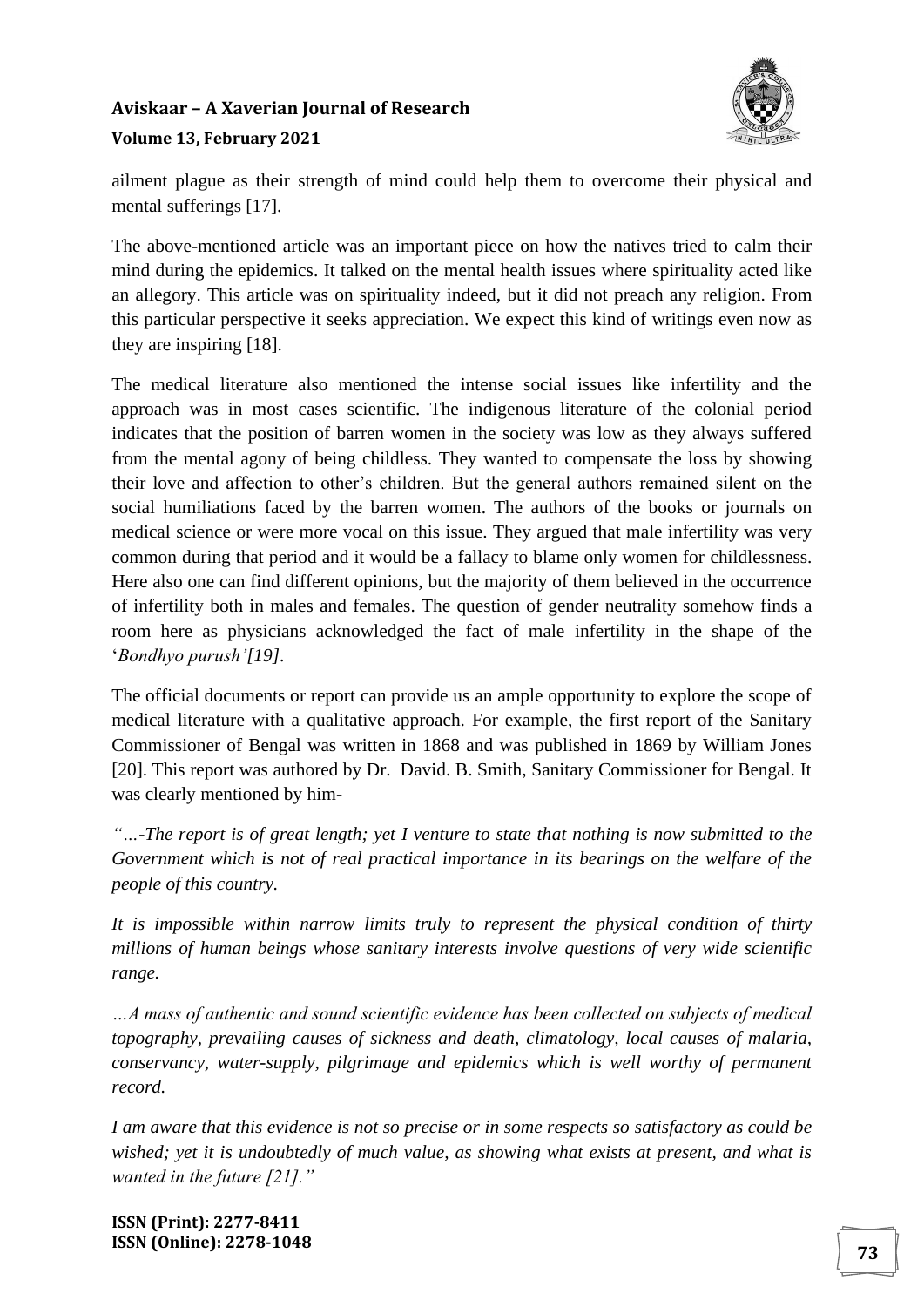ailment plague as their strength of mind could help them to overcome their physical and mental sufferings [17].

The above-mentioned article was an important piece on how the natives tried to calm their mind during the epidemics. It talked on the mental health issues where spirituality acted like an allegory. This article was on spirituality indeed, but it did not preach any religion. From this particular perspective it seeks appreciation. We expect this kind of writings even now as they are inspiring [18].

The medical literature also mentioned the intense social issues like infertility and the approach was in most cases scientific. The indigenous literature of the colonial period indicates that the position of barren women in the society was low as they always suffered from the mental agony of being childless. They wanted to compensate the loss by showing their love and affection to other's children. But the general authors remained silent on the social humiliations faced by the barren women. The authors of the books or journals on medical science or were more vocal on this issue. They argued that male infertility was very common during that period and it would be a fallacy to blame only women for childlessness. Here also one can find different opinions, but the majority of them believed in the occurrence of infertility both in males and females. The question of gender neutrality somehow finds a room here as physicians acknowledged the fact of male infertility in the shape of the '*Bondhyo purush'[19]*.

The official documents or report can provide us an ample opportunity to explore the scope of medical literature with a qualitative approach. For example, the first report of the Sanitary Commissioner of Bengal was written in 1868 and was published in 1869 by William Jones [20]. This report was authored by Dr. David. B. Smith, Sanitary Commissioner for Bengal. It was clearly mentioned by him-

*"…-The report is of great length; yet I venture to state that nothing is now submitted to the Government which is not of real practical importance in its bearings on the welfare of the people of this country.*

*It is impossible within narrow limits truly to represent the physical condition of thirty millions of human beings whose sanitary interests involve questions of very wide scientific range.*

*…A mass of authentic and sound scientific evidence has been collected on subjects of medical topography, prevailing causes of sickness and death, climatology, local causes of malaria, conservancy, water-supply, pilgrimage and epidemics which is well worthy of permanent record.*

*I am aware that this evidence is not so precise or in some respects so satisfactory as could be wished; yet it is undoubtedly of much value, as showing what exists at present, and what is wanted in the future [21]."*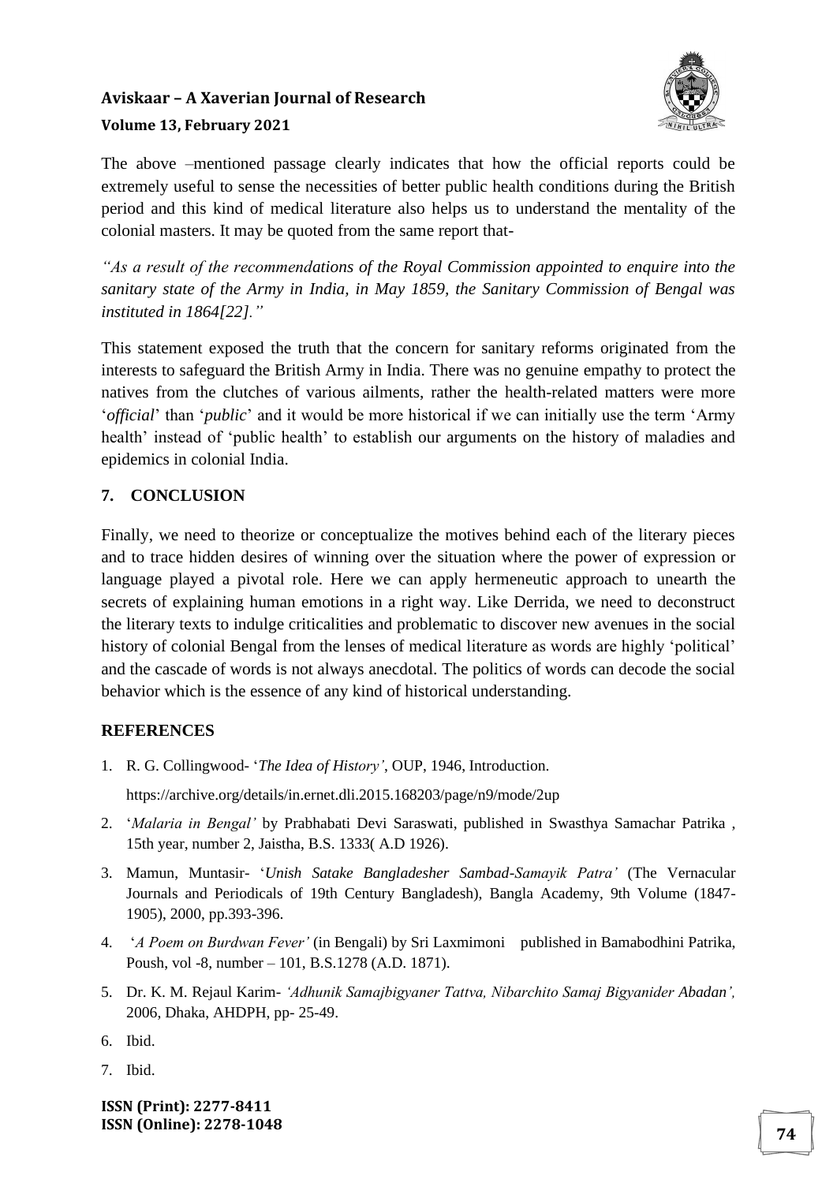The above –mentioned passage clearly indicates that how the official reports could be extremely useful to sense the necessities of better public health conditions during the British period and this kind of medical literature also helps us to understand the mentality of the colonial masters. It may be quoted from the same report that-

*"As a result of the recommendations of the Royal Commission appointed to enquire into the sanitary state of the Army in India, in May 1859, the Sanitary Commission of Bengal was instituted in 1864[22]."*

This statement exposed the truth that the concern for sanitary reforms originated from the interests to safeguard the British Army in India. There was no genuine empathy to protect the natives from the clutches of various ailments, rather the health-related matters were more '*official*' than '*public*' and it would be more historical if we can initially use the term 'Army health' instead of 'public health' to establish our arguments on the history of maladies and epidemics in colonial India.

## 7. CONCLUSION

Finally, we need to theorize or conceptualize the motives behind each of the literary pieces and to trace hidden desires of winning over the situation where the power of expression or language played a pivotal role. Here we can apply hermeneutic approach to unearth the secrets of explaining human emotions in a right way. Like Derrida, we need to deconstruct the literary texts to indulge criticalities and problematic to discover new avenues in the social history of colonial Bengal from the lenses of medical literature as words are highly 'political' and the cascade of words is not always anecdotal. The politics of words can decode the social behavior which is the essence of any kind of historical understanding.

## REFERENCES

1. R. G. Collingwood- '*The Idea of History'*, OUP, 1946, Introduction. https://archive.org/details/in.ernet.dli.2015.168203/page/n9/mode/2up
2. '*Malaria in Bengal'* by Prabhabati Devi Saraswati, published in Swasthya Samachar Patrika , 15th year, number 2, Jaistha, B.S. 1333( A.D 1926).
3. Mamun, Muntasir- '*Unish Satake Bangladesher Sambad-Samayik Patra'* (The Vernacular Journals and Periodicals of 19th Century Bangladesh), Bangla Academy, 9th Volume (1847-1905), 2000, pp.393-396.
4. '*A Poem on Burdwan Fever'* (in Bengali) by Sri Laxmimoni published in Bamabodhini Patrika, Poush, vol -8, number – 101, B.S.1278 (A.D. 1871).
5. Dr. K. M. Rejaul Karim- *'Adhunik Samajbigyaner Tattva, Nibarchito Samaj Bigyanider Abadan',* 2006, Dhaka, AHDPH, pp- 25-49.
6. Ibid.
7. Ibid.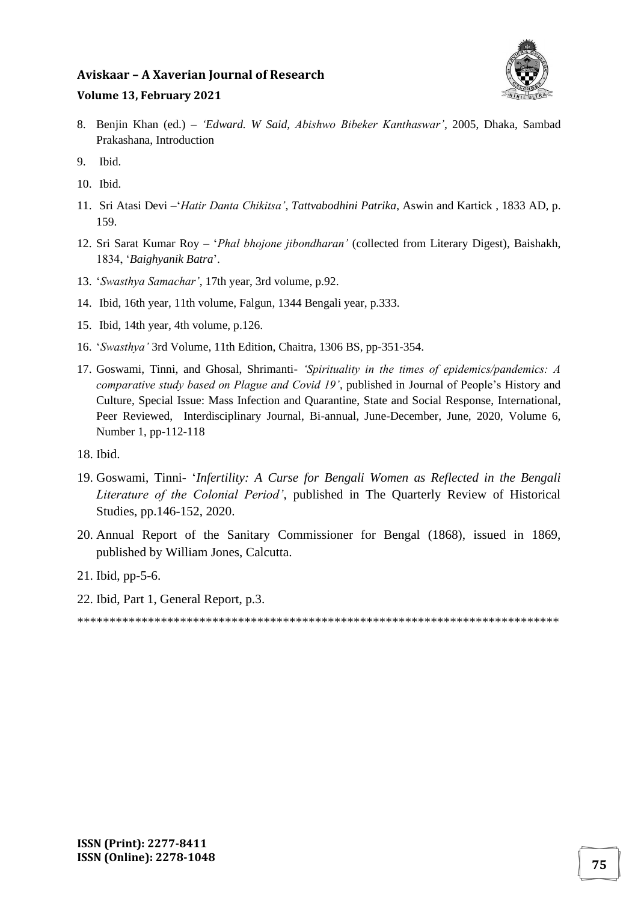8. Benjin Khan (ed.) – *'Edward. W Said, Abishwo Bibeker Kanthaswar'*, 2005, Dhaka, Sambad Prakashana, Introduction

9. Ibid.

10. Ibid.

11. Sri Atasi Devi –'*Hatir Danta Chikitsa'*, *Tattvabodhini Patrika*, Aswin and Kartick , 1833 AD, p. 159.

12. Sri Sarat Kumar Roy – '*Phal bhojone jibondharan'* (collected from Literary Digest), Baishakh, 1834, '*Baighyanik Batra*'.

13. '*Swasthya Samachar'*, 17th year, 3rd volume, p.92.

14. Ibid, 16th year, 11th volume, Falgun, 1344 Bengali year, p.333.

15. Ibid, 14th year, 4th volume, p.126.

16. '*Swasthya'* 3rd Volume, 11th Edition, Chaitra, 1306 BS, pp-351-354.

17. Goswami, Tinni, and Ghosal, Shrimanti- *'Spirituality in the times of epidemics/pandemics: A comparative study based on Plague and Covid 19'*, published in Journal of People's History and Culture, Special Issue: Mass Infection and Quarantine, State and Social Response, International, Peer Reviewed, Interdisciplinary Journal, Bi-annual, June-December, June, 2020, Volume 6, Number 1, pp-112-118

18. Ibid.

19. Goswami, Tinni- '*Infertility: A Curse for Bengali Women as Reflected in the Bengali Literature of the Colonial Period'*, published in The Quarterly Review of Historical Studies, pp.146-152, 2020.

20. Annual Report of the Sanitary Commissioner for Bengal (1868), issued in 1869, published by William Jones, Calcutta.

21. Ibid, pp-5-6.

22. Ibid, Part 1, General Report, p.3.

****************************************************************************